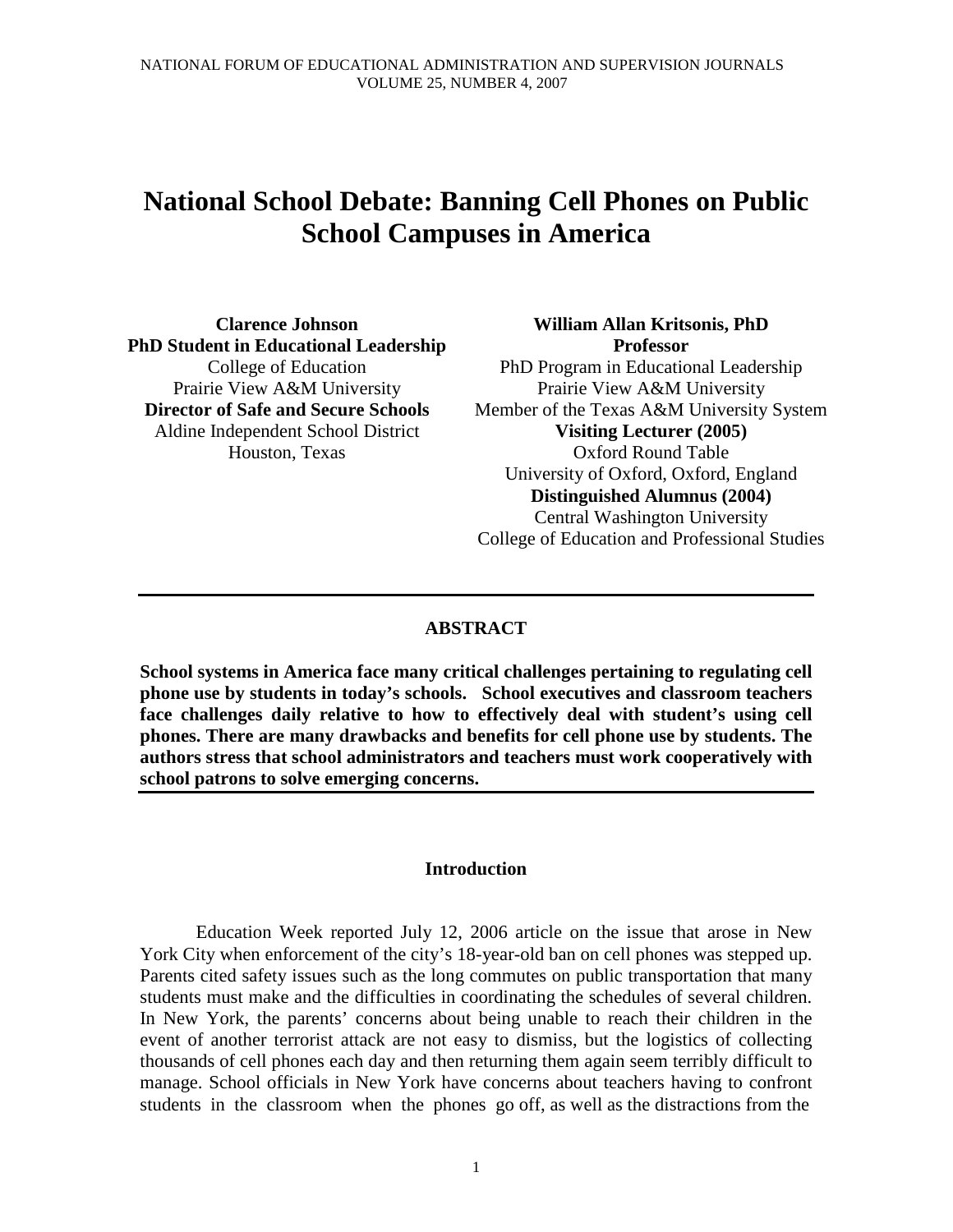# National School Debate: Banning Cell Phones on Public School Campuses in America

**Clarence Johnson**
**PhD Student in Educational Leadership**
College of Education
Prairie View A&M University
**Director of Safe and Secure Schools**
Aldine Independent School District
Houston, Texas

**William Allan Kritsonis, PhD**
**Professor**
PhD Program in Educational Leadership
Prairie View A&M University
Member of the Texas A&M University System
**Visiting Lecturer (2005)**
Oxford Round Table
University of Oxford, Oxford, England
**Distinguished Alumnus (2004)**
Central Washington University
College of Education and Professional Studies

---

## ABSTRACT

**School systems in America face many critical challenges pertaining to regulating cell phone use by students in today's schools. School executives and classroom teachers face challenges daily relative to how to effectively deal with student's using cell phones. There are many drawbacks and benefits for cell phone use by students. The authors stress that school administrators and teachers must work cooperatively with school patrons to solve emerging concerns.**

---

## Introduction

Education Week reported July 12, 2006 article on the issue that arose in New York City when enforcement of the city's 18-year-old ban on cell phones was stepped up. Parents cited safety issues such as the long commutes on public transportation that many students must make and the difficulties in coordinating the schedules of several children. In New York, the parents' concerns about being unable to reach their children in the event of another terrorist attack are not easy to dismiss, but the logistics of collecting thousands of cell phones each day and then returning them again seem terribly difficult to manage. School officials in New York have concerns about teachers having to confront students in the classroom when the phones go off, as well as the distractions from the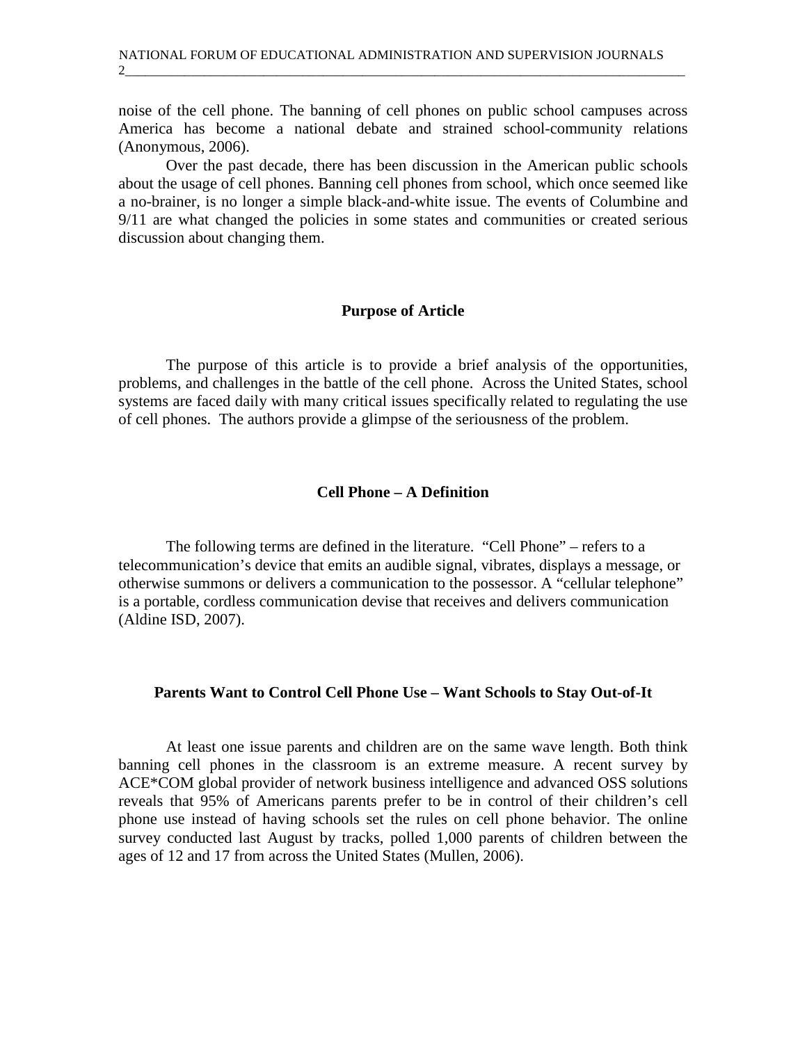noise of the cell phone. The banning of cell phones on public school campuses across America has become a national debate and strained school-community relations (Anonymous, 2006).

Over the past decade, there has been discussion in the American public schools about the usage of cell phones. Banning cell phones from school, which once seemed like a no-brainer, is no longer a simple black-and-white issue. The events of Columbine and 9/11 are what changed the policies in some states and communities or created serious discussion about changing them.

## Purpose of Article

The purpose of this article is to provide a brief analysis of the opportunities, problems, and challenges in the battle of the cell phone. Across the United States, school systems are faced daily with many critical issues specifically related to regulating the use of cell phones. The authors provide a glimpse of the seriousness of the problem.

## Cell Phone – A Definition

The following terms are defined in the literature. "Cell Phone" – refers to a telecommunication's device that emits an audible signal, vibrates, displays a message, or otherwise summons or delivers a communication to the possessor. A "cellular telephone" is a portable, cordless communication devise that receives and delivers communication (Aldine ISD, 2007).

## Parents Want to Control Cell Phone Use – Want Schools to Stay Out-of-It

At least one issue parents and children are on the same wave length. Both think banning cell phones in the classroom is an extreme measure. A recent survey by ACE*COM global provider of network business intelligence and advanced OSS solutions reveals that 95% of Americans parents prefer to be in control of their children's cell phone use instead of having schools set the rules on cell phone behavior. The online survey conducted last August by tracks, polled 1,000 parents of children between the ages of 12 and 17 from across the United States (Mullen, 2006).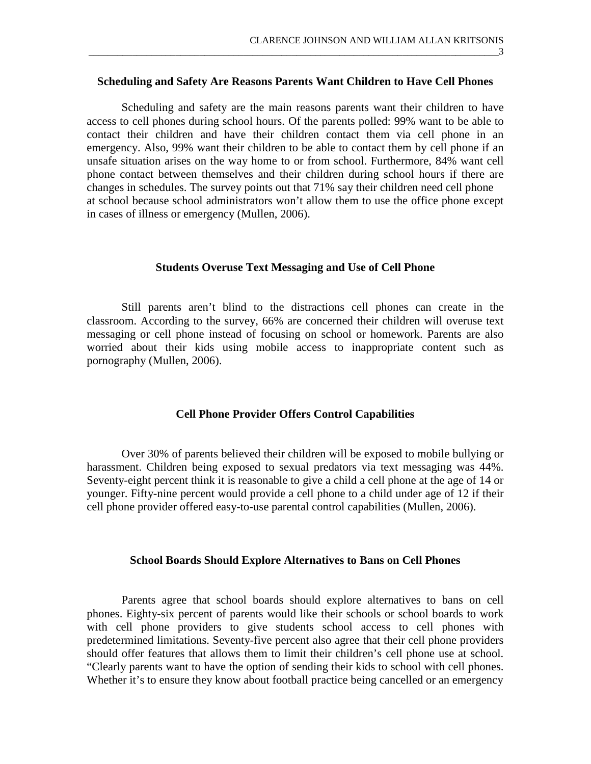### Scheduling and Safety Are Reasons Parents Want Children to Have Cell Phones

Scheduling and safety are the main reasons parents want their children to have access to cell phones during school hours. Of the parents polled: 99% want to be able to contact their children and have their children contact them via cell phone in an emergency. Also, 99% want their children to be able to contact them by cell phone if an unsafe situation arises on the way home to or from school. Furthermore, 84% want cell phone contact between themselves and their children during school hours if there are changes in schedules. The survey points out that 71% say their children need cell phone at school because school administrators won't allow them to use the office phone except in cases of illness or emergency (Mullen, 2006).

### Students Overuse Text Messaging and Use of Cell Phone

Still parents aren't blind to the distractions cell phones can create in the classroom. According to the survey, 66% are concerned their children will overuse text messaging or cell phone instead of focusing on school or homework. Parents are also worried about their kids using mobile access to inappropriate content such as pornography (Mullen, 2006).

### Cell Phone Provider Offers Control Capabilities

Over 30% of parents believed their children will be exposed to mobile bullying or harassment. Children being exposed to sexual predators via text messaging was 44%. Seventy-eight percent think it is reasonable to give a child a cell phone at the age of 14 or younger. Fifty-nine percent would provide a cell phone to a child under age of 12 if their cell phone provider offered easy-to-use parental control capabilities (Mullen, 2006).

### School Boards Should Explore Alternatives to Bans on Cell Phones

Parents agree that school boards should explore alternatives to bans on cell phones. Eighty-six percent of parents would like their schools or school boards to work with cell phone providers to give students school access to cell phones with predetermined limitations. Seventy-five percent also agree that their cell phone providers should offer features that allows them to limit their children's cell phone use at school. "Clearly parents want to have the option of sending their kids to school with cell phones. Whether it's to ensure they know about football practice being cancelled or an emergency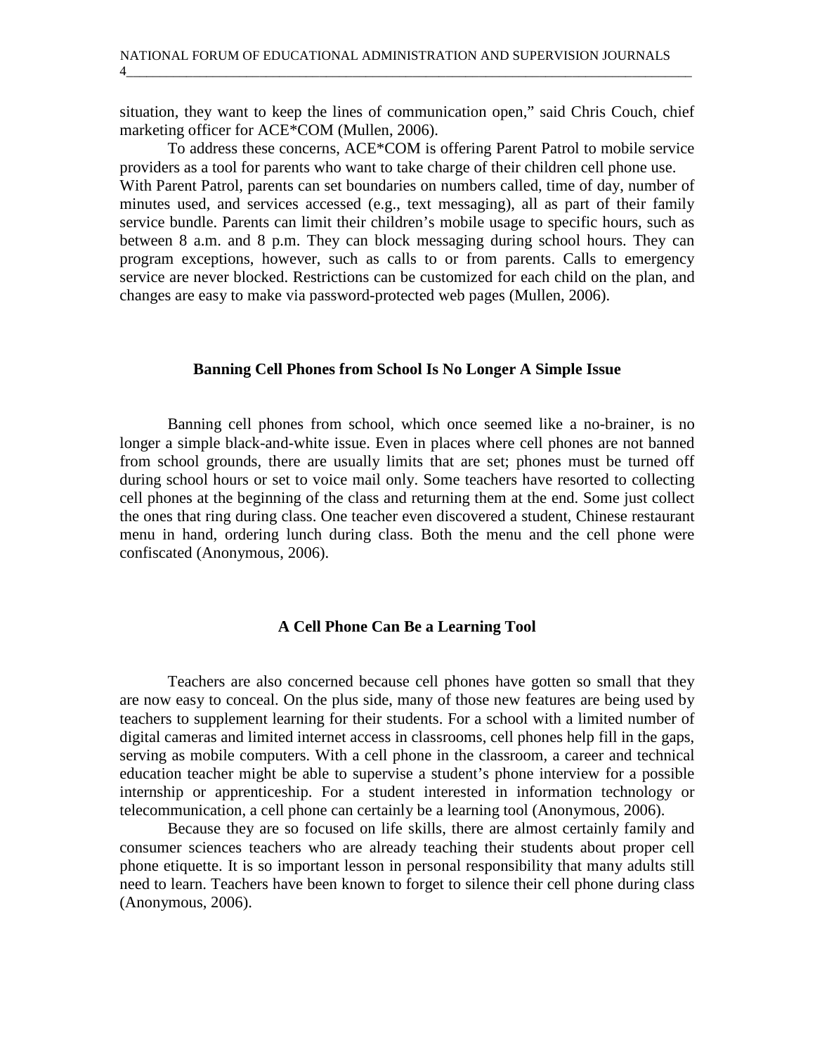situation, they want to keep the lines of communication open," said Chris Couch, chief marketing officer for ACE*COM (Mullen, 2006).

To address these concerns, ACE*COM is offering Parent Patrol to mobile service providers as a tool for parents who want to take charge of their children cell phone use. With Parent Patrol, parents can set boundaries on numbers called, time of day, number of minutes used, and services accessed (e.g., text messaging), all as part of their family service bundle. Parents can limit their children's mobile usage to specific hours, such as between 8 a.m. and 8 p.m. They can block messaging during school hours. They can program exceptions, however, such as calls to or from parents. Calls to emergency service are never blocked. Restrictions can be customized for each child on the plan, and changes are easy to make via password-protected web pages (Mullen, 2006).

## Banning Cell Phones from School Is No Longer A Simple Issue

Banning cell phones from school, which once seemed like a no-brainer, is no longer a simple black-and-white issue. Even in places where cell phones are not banned from school grounds, there are usually limits that are set; phones must be turned off during school hours or set to voice mail only. Some teachers have resorted to collecting cell phones at the beginning of the class and returning them at the end. Some just collect the ones that ring during class. One teacher even discovered a student, Chinese restaurant menu in hand, ordering lunch during class. Both the menu and the cell phone were confiscated (Anonymous, 2006).

## A Cell Phone Can Be a Learning Tool

Teachers are also concerned because cell phones have gotten so small that they are now easy to conceal. On the plus side, many of those new features are being used by teachers to supplement learning for their students. For a school with a limited number of digital cameras and limited internet access in classrooms, cell phones help fill in the gaps, serving as mobile computers. With a cell phone in the classroom, a career and technical education teacher might be able to supervise a student's phone interview for a possible internship or apprenticeship. For a student interested in information technology or telecommunication, a cell phone can certainly be a learning tool (Anonymous, 2006).

Because they are so focused on life skills, there are almost certainly family and consumer sciences teachers who are already teaching their students about proper cell phone etiquette. It is so important lesson in personal responsibility that many adults still need to learn. Teachers have been known to forget to silence their cell phone during class (Anonymous, 2006).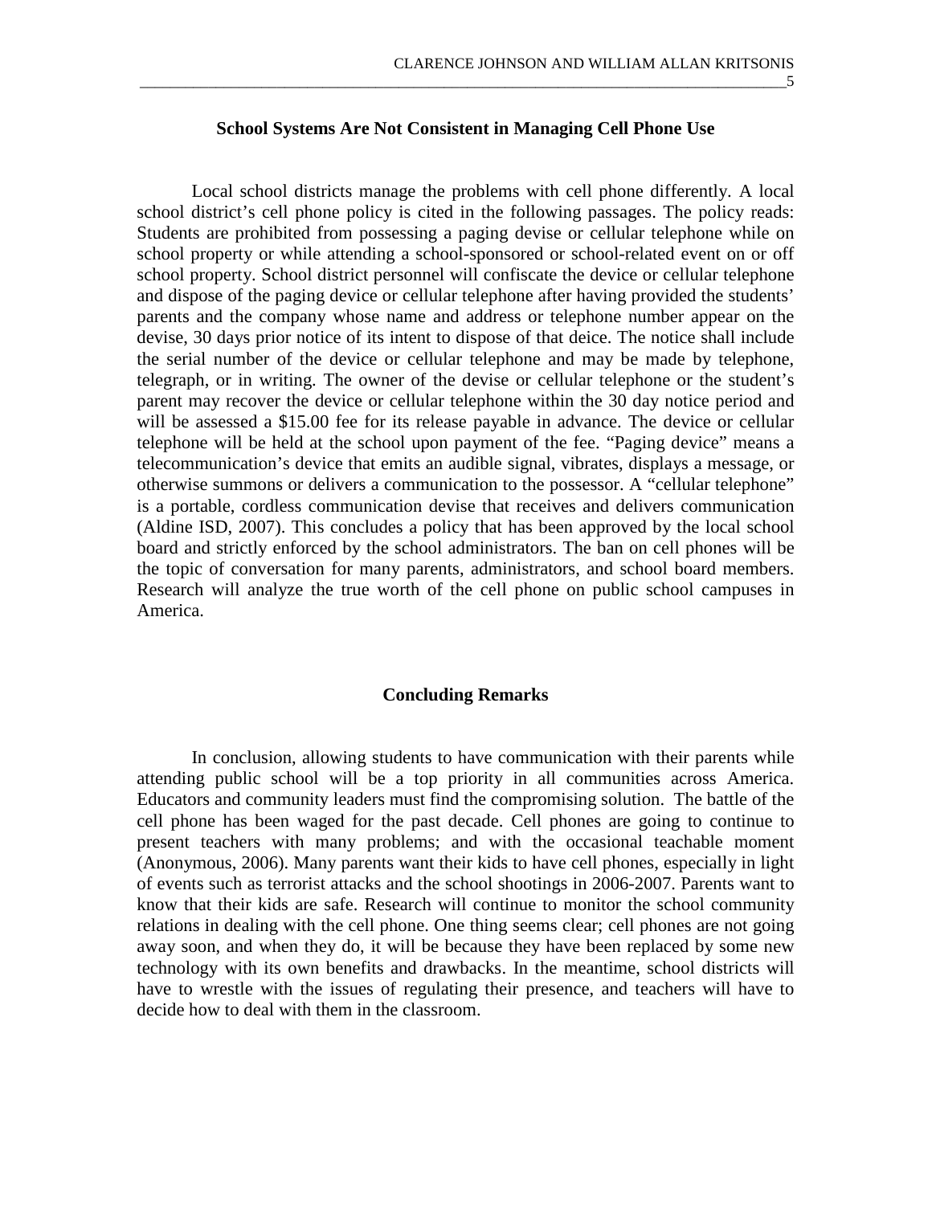## School Systems Are Not Consistent in Managing Cell Phone Use

Local school districts manage the problems with cell phone differently. A local school district's cell phone policy is cited in the following passages. The policy reads: Students are prohibited from possessing a paging devise or cellular telephone while on school property or while attending a school-sponsored or school-related event on or off school property. School district personnel will confiscate the device or cellular telephone and dispose of the paging device or cellular telephone after having provided the students' parents and the company whose name and address or telephone number appear on the devise, 30 days prior notice of its intent to dispose of that deice. The notice shall include the serial number of the device or cellular telephone and may be made by telephone, telegraph, or in writing. The owner of the devise or cellular telephone or the student's parent may recover the device or cellular telephone within the 30 day notice period and will be assessed a $15.00 fee for its release payable in advance. The device or cellular telephone will be held at the school upon payment of the fee. "Paging device" means a telecommunication's device that emits an audible signal, vibrates, displays a message, or otherwise summons or delivers a communication to the possessor. A "cellular telephone" is a portable, cordless communication devise that receives and delivers communication (Aldine ISD, 2007). This concludes a policy that has been approved by the local school board and strictly enforced by the school administrators. The ban on cell phones will be the topic of conversation for many parents, administrators, and school board members. Research will analyze the true worth of the cell phone on public school campuses in America.

## Concluding Remarks

In conclusion, allowing students to have communication with their parents while attending public school will be a top priority in all communities across America. Educators and community leaders must find the compromising solution. The battle of the cell phone has been waged for the past decade. Cell phones are going to continue to present teachers with many problems; and with the occasional teachable moment (Anonymous, 2006). Many parents want their kids to have cell phones, especially in light of events such as terrorist attacks and the school shootings in 2006-2007. Parents want to know that their kids are safe. Research will continue to monitor the school community relations in dealing with the cell phone. One thing seems clear; cell phones are not going away soon, and when they do, it will be because they have been replaced by some new technology with its own benefits and drawbacks. In the meantime, school districts will have to wrestle with the issues of regulating their presence, and teachers will have to decide how to deal with them in the classroom.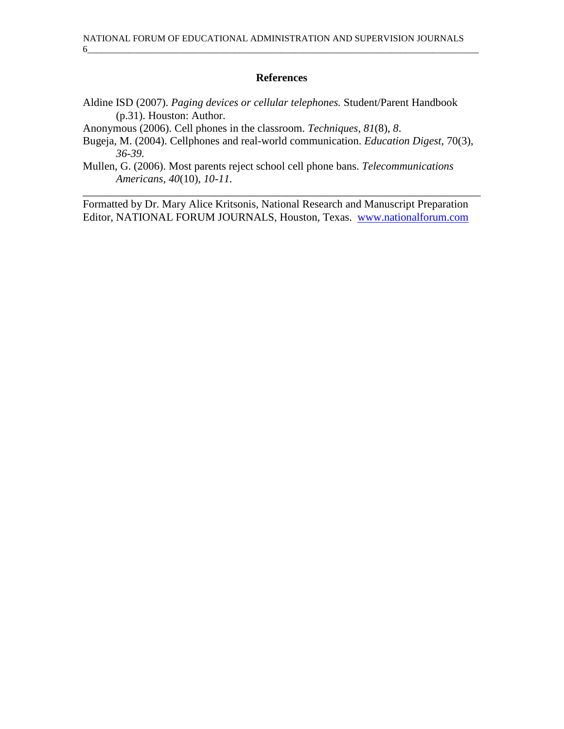# References

Aldine ISD (2007). *Paging devices or cellular telephones.* Student/Parent Handbook (p.31). Houston: Author.

Anonymous (2006). Cell phones in the classroom. *Techniques, 81*(8), *8*.

Bugeja, M. (2004). Cellphones and real-world communication. *Education Digest*, 70(3), *36-39*.

Mullen, G. (2006). Most parents reject school cell phone bans. *Telecommunications Americans*, *40*(10), *10-11*.

---

Formatted by Dr. Mary Alice Kritsonis, National Research and Manuscript Preparation Editor, NATIONAL FORUM JOURNALS, Houston, Texas. www.nationalforum.com